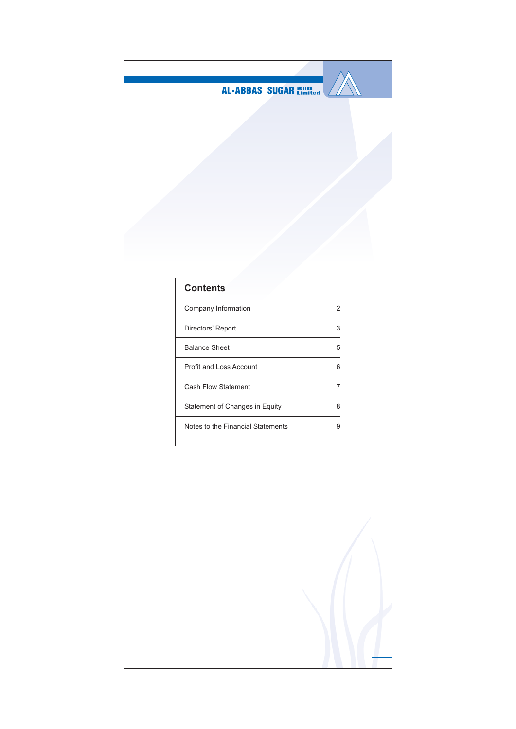AL-ABBAS | SUGAR Mills Limited

## Contents

| | |
|---|---|
| Company Information | 2 |
| Directors' Report | 3 |
| Balance Sheet | 5 |
| Profit and Loss Account | 6 |
| Cash Flow Statement | 7 |
| Statement of Changes in Equity | 8 |
| Notes to the Financial Statements | 9 |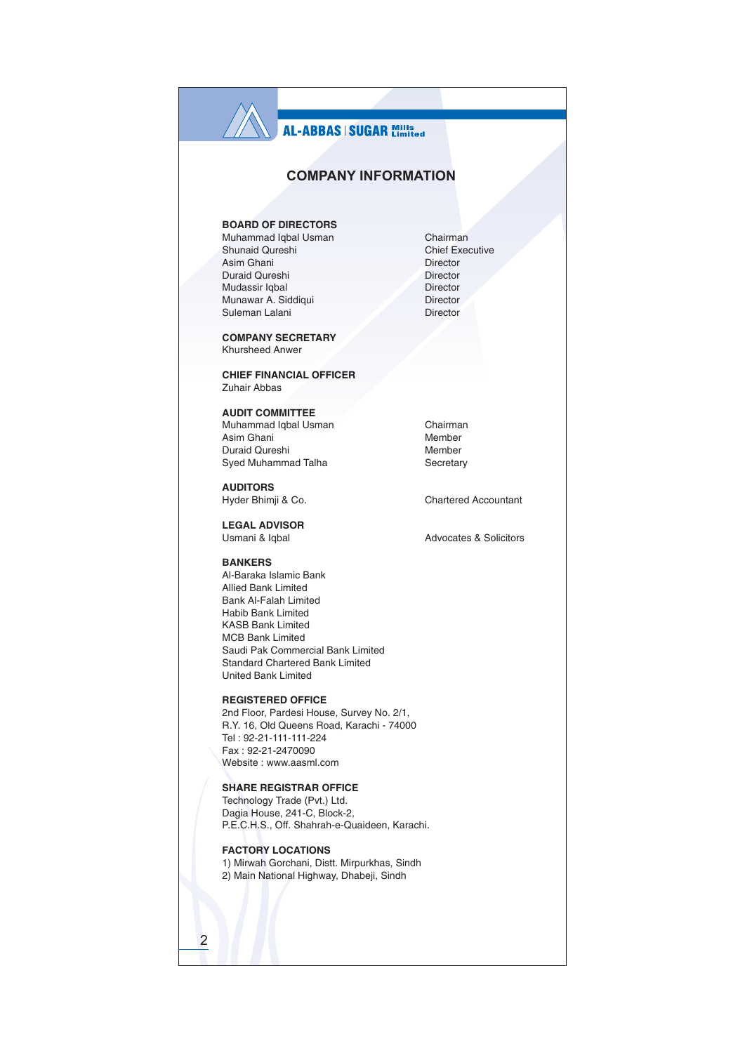# COMPANY INFORMATION

## BOARD OF DIRECTORS

| | |
|---|---|
| Muhammad Iqbal Usman | Chairman |
| Shunaid Qureshi | Chief Executive |
| Asim Ghani | Director |
| Duraid Qureshi | Director |
| Mudassir Iqbal | Director |
| Munawar A. Siddiqui | Director |
| Suleman Lalani | Director |

## COMPANY SECRETARY

Khursheed Anwer

## CHIEF FINANCIAL OFFICER

Zuhair Abbas

## AUDIT COMMITTEE

| | |
|---|---|
| Muhammad Iqbal Usman | Chairman |
| Asim Ghani | Member |
| Duraid Qureshi | Member |
| Syed Muhammad Talha | Secretary |

## AUDITORS

Hyder Bhimji & Co. — Chartered Accountant

## LEGAL ADVISOR

Usmani & Iqbal — Advocates & Solicitors

## BANKERS

Al-Baraka Islamic Bank
Allied Bank Limited
Bank Al-Falah Limited
Habib Bank Limited
KASB Bank Limited
MCB Bank Limited
Saudi Pak Commercial Bank Limited
Standard Chartered Bank Limited
United Bank Limited

## REGISTERED OFFICE

2nd Floor, Pardesi House, Survey No. 2/1,
R.Y. 16, Old Queens Road, Karachi - 74000
Tel : 92-21-111-111-224
Fax : 92-21-2470090
Website : www.aasml.com

## SHARE REGISTRAR OFFICE

Technology Trade (Pvt.) Ltd.
Dagia House, 241-C, Block-2,
P.E.C.H.S., Off. Shahrah-e-Quaideen, Karachi.

## FACTORY LOCATIONS

1) Mirwah Gorchani, Distt. Mirpurkhas, Sindh
2) Main National Highway, Dhabeji, Sindh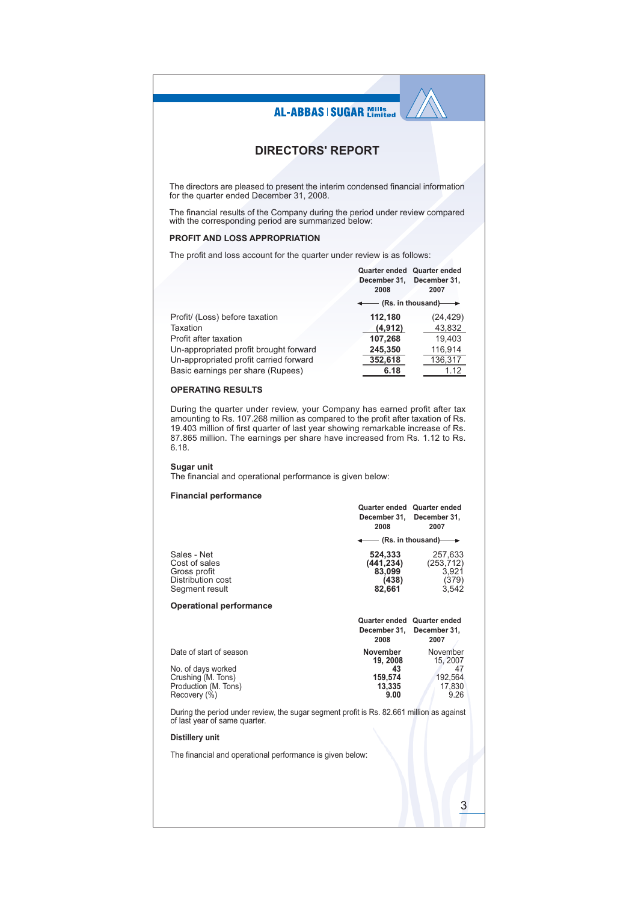# DIRECTORS' REPORT

The directors are pleased to present the interim condensed financial information for the quarter ended December 31, 2008.

The financial results of the Company during the period under review compared with the corresponding period are summarized below:

### PROFIT AND LOSS APPROPRIATION

The profit and loss account for the quarter under review is as follows:

| | Quarter ended December 31, 2008 | Quarter ended December 31, 2007 |
|---|---|---|
| | (Rs. in thousand) | |
| Profit/ (Loss) before taxation | **112,180** | (24,429) |
| Taxation | **(4,912)** | 43,832 |
| Profit after taxation | **107,268** | 19,403 |
| Un-appropriated profit brought forward | **245,350** | 116,914 |
| Un-appropriated profit carried forward | **352,618** | 136,317 |
| Basic earnings per share (Rupees) | **6.18** | 1.12 |

### OPERATING RESULTS

During the quarter under review, your Company has earned profit after tax amounting to Rs. 107.268 million as compared to the profit after taxation of Rs. 19.403 million of first quarter of last year showing remarkable increase of Rs. 87.865 million. The earnings per share have increased from Rs. 1.12 to Rs. 6.18.

**Sugar unit**

The financial and operational performance is given below:

**Financial performance**

| | Quarter ended December 31, 2008 | Quarter ended December 31, 2007 |
|---|---|---|
| | (Rs. in thousand) | |
| Sales - Net | **524,333** | 257,633 |
| Cost of sales | **(441,234)** | (253,712) |
| Gross profit | **83,099** | 3,921 |
| Distribution cost | **(438)** | (379) |
| Segment result | **82,661** | 3,542 |

**Operational performance**

| | Quarter ended December 31, 2008 | Quarter ended December 31, 2007 |
|---|---|---|
| Date of start of season | **November 19, 2008** | November 15, 2007 |
| No. of days worked | **43** | 47 |
| Crushing (M. Tons) | **159,574** | 192,564 |
| Production (M. Tons) | **13,335** | 17,830 |
| Recovery (%) | **9.00** | 9.26 |

During the period under review, the sugar segment profit is Rs. 82.661 million as against of last year of same quarter.

**Distillery unit**

The financial and operational performance is given below: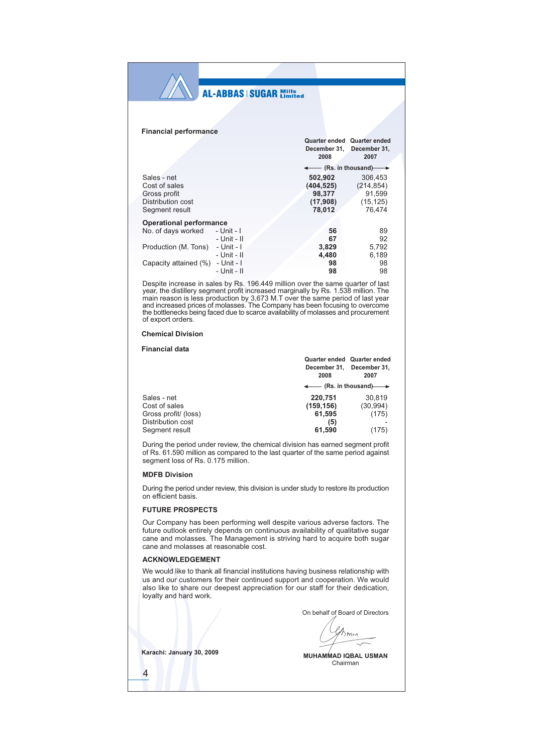**Financial performance**

| | Quarter ended December 31, 2008 | Quarter ended December 31, 2007 |
|---|---|---|
| | (Rs. in thousand) | |
| Sales - net | **502,902** | 306,453 |
| Cost of sales | **(404,525)** | (214,854) |
| Gross profit | **98,377** | 91,599 |
| Distribution cost | **(17,908)** | (15,125) |
| Segment result | **78,012** | 76,474 |

**Operational performance**

| | | 2008 | 2007 |
|---|---|---|---|
| No. of days worked | - Unit - I | **56** | 89 |
| | - Unit - II | **67** | 92 |
| Production (M. Tons) | - Unit - I | **3,829** | 5,792 |
| | - Unit - II | **4,480** | 6,189 |
| Capacity attained (%) | - Unit - I | **98** | 98 |
| | - Unit - II | **98** | 98 |

Despite increase in sales by Rs. 196.449 million over the same quarter of last year, the distillery segment profit increased marginally by Rs. 1.538 million. The main reason is less production by 3,673 M.T over the same period of last year and increased prices of molasses. The Company has been focusing to overcome the bottlenecks being faced due to scarce availability of molasses and procurement of export orders.

**Chemical Division**

**Financial data**

| | Quarter ended December 31, 2008 | Quarter ended December 31, 2007 |
|---|---|---|
| | (Rs. in thousand) | |
| Sales - net | **220,751** | 30,819 |
| Cost of sales | **(159,156)** | (30,994) |
| Gross profit/ (loss) | **61,595** | (175) |
| Distribution cost | **(5)** | - |
| Segment result | **61,590** | (175) |

During the period under review, the chemical division has earned segment profit of Rs. 61.590 million as compared to the last quarter of the same period against segment loss of Rs. 0.175 million.

**MDFB Division**

During the period under review, this division is under study to restore its production on efficient basis.

**FUTURE PROSPECTS**

Our Company has been performing well despite various adverse factors. The future outlook entirely depends on continuous availability of qualitative sugar cane and molasses. The Management is striving hard to acquire both sugar cane and molasses at reasonable cost.

**ACKNOWLEDGEMENT**

We would like to thank all financial institutions having business relationship with us and our customers for their continued support and cooperation. We would also like to share our deepest appreciation for our staff for their dedication, loyalty and hard work.

On behalf of Board of Directors

**MUHAMMAD IQBAL USMAN**
Chairman

**Karachi: January 30, 2009**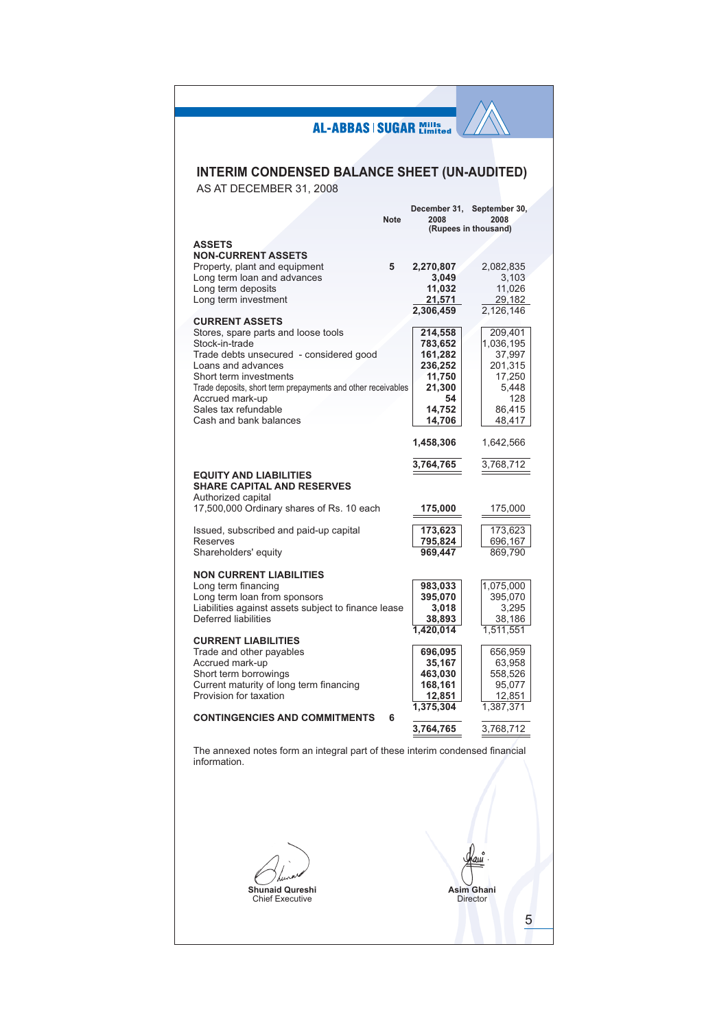AL-ABBAS | SUGAR Mills Limited

# INTERIM CONDENSED BALANCE SHEET (UN-AUDITED)

AS AT DECEMBER 31, 2008

| | Note | December 31, 2008 | September 30, 2008 |
|---|---|---|---|
| | | (Rupees in thousand) | |
| **ASSETS** | | | |
| **NON-CURRENT ASSETS** | | | |
| Property, plant and equipment | 5 | **2,270,807** | 2,082,835 |
| Long term loan and advances | | **3,049** | 3,103 |
| Long term deposits | | **11,032** | 11,026 |
| Long term investment | | **21,571** | 29,182 |
| | | **2,306,459** | 2,126,146 |
| **CURRENT ASSETS** | | | |
| Stores, spare parts and loose tools | | **214,558** | 209,401 |
| Stock-in-trade | | **783,652** | 1,036,195 |
| Trade debts unsecured - considered good | | **161,282** | 37,997 |
| Loans and advances | | **236,252** | 201,315 |
| Short term investments | | **11,750** | 17,250 |
| Trade deposits, short term prepayments and other receivables | | **21,300** | 5,448 |
| Accrued mark-up | | **54** | 128 |
| Sales tax refundable | | **14,752** | 86,415 |
| Cash and bank balances | | **14,706** | 48,417 |
| | | **1,458,306** | 1,642,566 |
| | | **3,764,765** | 3,768,712 |
| **EQUITY AND LIABILITIES** | | | |
| **SHARE CAPITAL AND RESERVES** | | | |
| Authorized capital | | | |
| 17,500,000 Ordinary shares of Rs. 10 each | | **175,000** | 175,000 |
| Issued, subscribed and paid-up capital | | **173,623** | 173,623 |
| Reserves | | **795,824** | 696,167 |
| Shareholders' equity | | **969,447** | 869,790 |
| **NON CURRENT LIABILITIES** | | | |
| Long term financing | | **983,033** | 1,075,000 |
| Long term loan from sponsors | | **395,070** | 395,070 |
| Liabilities against assets subject to finance lease | | **3,018** | 3,295 |
| Deferred liabilities | | **38,893** | 38,186 |
| | | **1,420,014** | 1,511,551 |
| **CURRENT LIABILITIES** | | | |
| Trade and other payables | | **696,095** | 656,959 |
| Accrued mark-up | | **35,167** | 63,958 |
| Short term borrowings | | **463,030** | 558,526 |
| Current maturity of long term financing | | **168,161** | 95,077 |
| Provision for taxation | | **12,851** | 12,851 |
| | | **1,375,304** | 1,387,371 |
| **CONTINGENCIES AND COMMITMENTS** | 6 | | |
| | | **3,764,765** | 3,768,712 |

The annexed notes form an integral part of these interim condensed financial information.

**Shunaid Qureshi**
Chief Executive

**Asim Ghani**
Director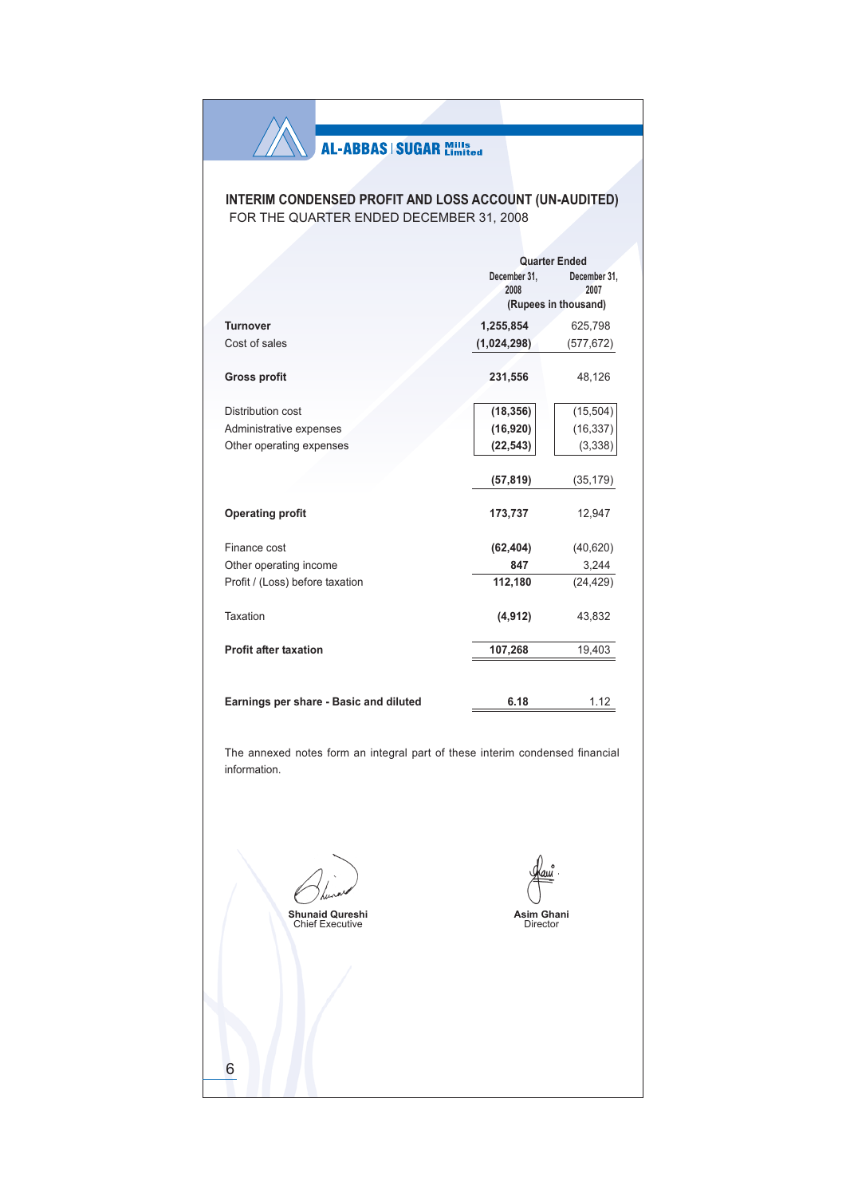AL-ABBAS | SUGAR Mills Limited

# INTERIM CONDENSED PROFIT AND LOSS ACCOUNT (UN-AUDITED)

FOR THE QUARTER ENDED DECEMBER 31, 2008

| | Quarter Ended | |
|---|---|---|
| | December 31, 2008 | December 31, 2007 |
| | (Rupees in thousand) | |
| **Turnover** | **1,255,854** | 625,798 |
| Cost of sales | **(1,024,298)** | (577,672) |
| **Gross profit** | **231,556** | 48,126 |
| Distribution cost | **(18,356)** | (15,504) |
| Administrative expenses | **(16,920)** | (16,337) |
| Other operating expenses | **(22,543)** | (3,338) |
| | **(57,819)** | (35,179) |
| **Operating profit** | **173,737** | 12,947 |
| Finance cost | **(62,404)** | (40,620) |
| Other operating income | **847** | 3,244 |
| Profit / (Loss) before taxation | **112,180** | (24,429) |
| Taxation | **(4,912)** | 43,832 |
| **Profit after taxation** | **107,268** | 19,403 |
| **Earnings per share - Basic and diluted** | **6.18** | 1.12 |

The annexed notes form an integral part of these interim condensed financial information.

**Shunaid Qureshi**
Chief Executive

**Asim Ghani**
Director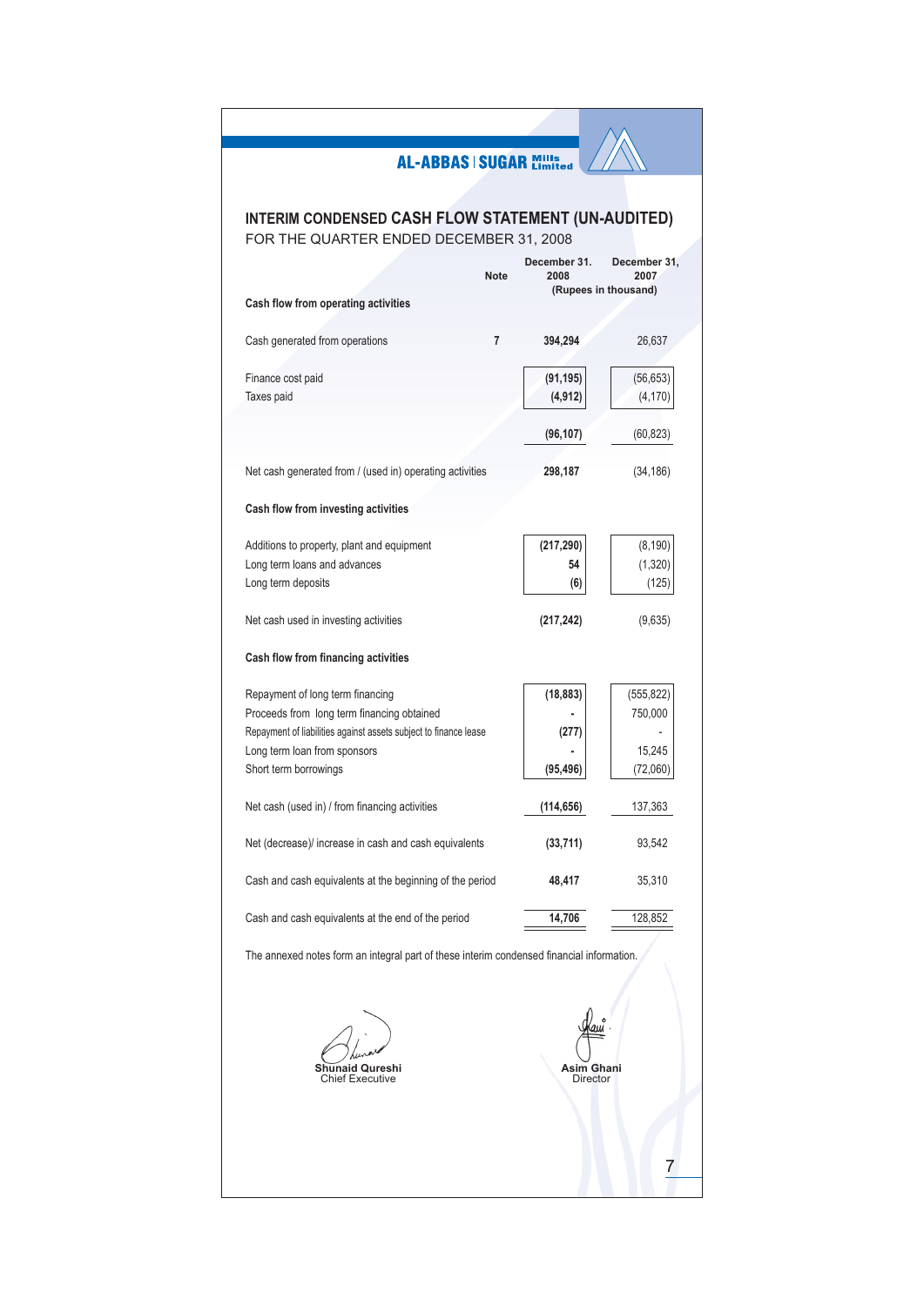AL-ABBAS | SUGAR Mills Limited

# INTERIM CONDENSED CASH FLOW STATEMENT (UN-AUDITED)

FOR THE QUARTER ENDED DECEMBER 31, 2008

| | Note | December 31. 2008 | December 31, 2007 |
|---|---|---|---|
| | | (Rupees in thousand) | |
| **Cash flow from operating activities** | | | |
| Cash generated from operations | 7 | 394,294 | 26,637 |
| Finance cost paid | | (91,195) | (56,653) |
| Taxes paid | | (4,912) | (4,170) |
| | | (96,107) | (60,823) |
| Net cash generated from / (used in) operating activities | | 298,187 | (34,186) |
| **Cash flow from investing activities** | | | |
| Additions to property, plant and equipment | | (217,290) | (8,190) |
| Long term loans and advances | | 54 | (1,320) |
| Long term deposits | | (6) | (125) |
| Net cash used in investing activities | | (217,242) | (9,635) |
| **Cash flow from financing activities** | | | |
| Repayment of long term financing | | (18,883) | (555,822) |
| Proceeds from long term financing obtained | | - | 750,000 |
| Repayment of liabilities against assets subject to finance lease | | (277) | - |
| Long term loan from sponsors | | - | 15,245 |
| Short term borrowings | | (95,496) | (72,060) |
| Net cash (used in) / from financing activities | | (114,656) | 137,363 |
| Net (decrease)/ increase in cash and cash equivalents | | (33,711) | 93,542 |
| Cash and cash equivalents at the beginning of the period | | 48,417 | 35,310 |
| Cash and cash equivalents at the end of the period | | 14,706 | 128,852 |

The annexed notes form an integral part of these interim condensed financial information.

**Shunaid Qureshi**
Chief Executive

**Asim Ghani**
Director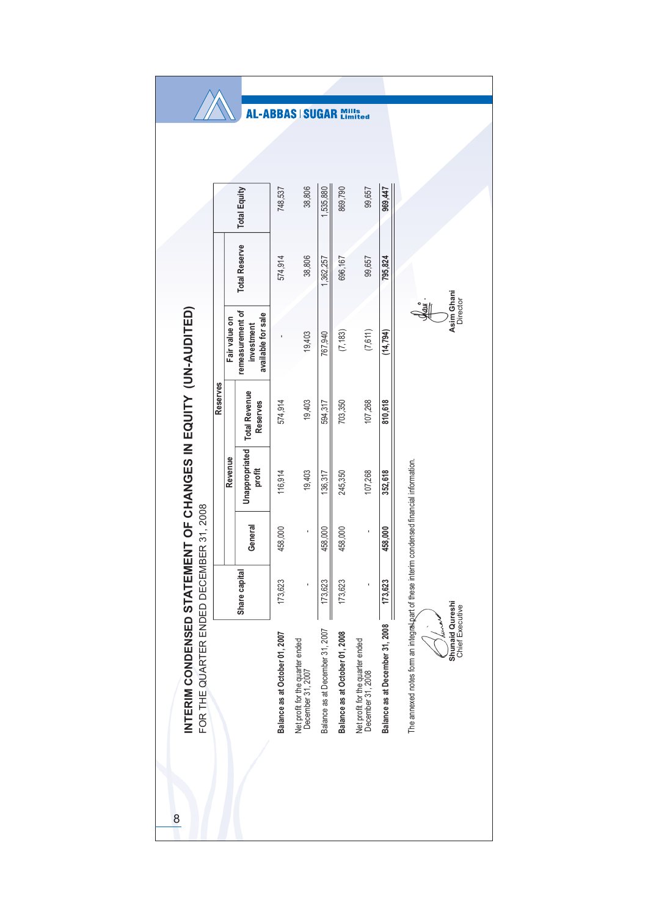# INTERIM CONDENSED STATEMENT OF CHANGES IN EQUITY (UN-AUDITED)

FOR THE QUARTER ENDED DECEMBER 31, 2008

| | Share capital | Reserves | | | | | Total Equity |
|---|---|---|---|---|---|---|---|
| | | Revenue | | | Fair value on remeasurement of investment available for sale | Total Reserve | |
| | | General | Unappropriated profit | Total Revenue Reserves | | | |
| **Balance as at October 01, 2007** | 173,623 | 458,000 | 116,914 | 574,914 | - | 574,914 | 748,537 |
| Net profit for the quarter ended December 31, 2007 | - | - | 19,403 | 19,403 | 19,403 | 38,806 | 38,806 |
| Balance as at December 31, 2007 | 173,623 | 458,000 | 136,317 | 594,317 | 767,940 | 1,362,257 | 1,535,880 |
| **Balance as at October 01, 2008** | 173,623 | 458,000 | 245,350 | 703,350 | (7,183) | 696,167 | 869,790 |
| Net profit for the quarter ended December 31, 2008 | - | - | 107,268 | 107,268 | (7,611) | 99,657 | 99,657 |
| **Balance as at December 31, 2008** | **173,623** | **458,000** | **352,618** | **810,618** | **(14,794)** | **795,824** | **969,447** |

The annexed notes form an integral part of these interim condensed financial information.

**Shunaid Qureshi**
Chief Executive

**Asim Ghani**
Director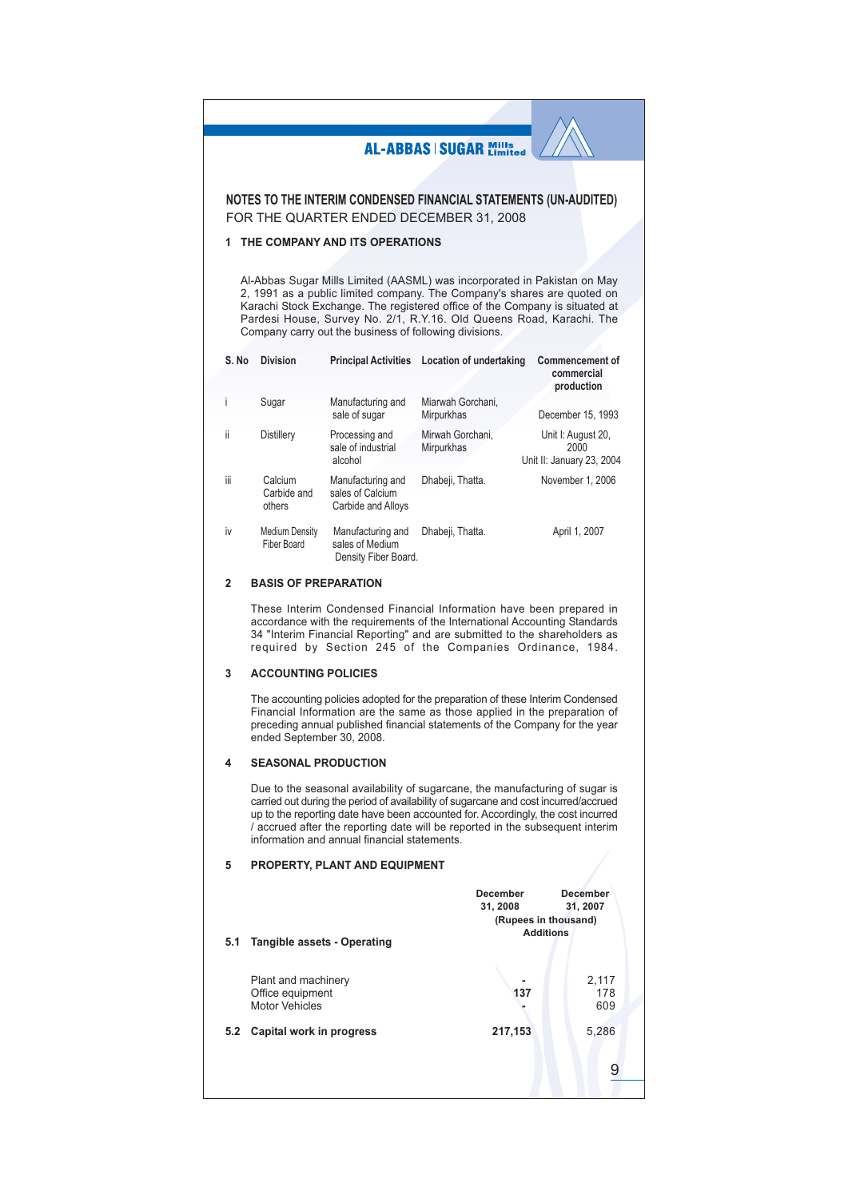# NOTES TO THE INTERIM CONDENSED FINANCIAL STATEMENTS (UN-AUDITED)

FOR THE QUARTER ENDED DECEMBER 31, 2008

## 1 THE COMPANY AND ITS OPERATIONS

Al-Abbas Sugar Mills Limited (AASML) was incorporated in Pakistan on May 2, 1991 as a public limited company. The Company's shares are quoted on Karachi Stock Exchange. The registered office of the Company is situated at Pardesi House, Survey No. 2/1, R.Y.16. Old Queens Road, Karachi. The Company carry out the business of following divisions.

| S. No | Division | Principal Activities | Location of undertaking | Commencement of commercial production |
|---|---|---|---|---|
| i | Sugar | Manufacturing and sale of sugar | Miarwah Gorchani, Mirpurkhas | December 15, 1993 |
| ii | Distillery | Processing and sale of industrial alcohol | Mirwah Gorchani, Mirpurkhas | Unit I: August 20, 2000<br>Unit II: January 23, 2004 |
| iii | Calcium Carbide and others | Manufacturing and sales of Calcium Carbide and Alloys | Dhabeji, Thatta. | November 1, 2006 |
| iv | Medium Density Fiber Board | Manufacturing and sales of Medium Density Fiber Board. | Dhabeji, Thatta. | April 1, 2007 |

## 2 BASIS OF PREPARATION

These Interim Condensed Financial Information have been prepared in accordance with the requirements of the International Accounting Standards 34 "Interim Financial Reporting" and are submitted to the shareholders as required by Section 245 of the Companies Ordinance, 1984.

## 3 ACCOUNTING POLICIES

The accounting policies adopted for the preparation of these Interim Condensed Financial Information are the same as those applied in the preparation of preceding annual published financial statements of the Company for the year ended September 30, 2008.

## 4 SEASONAL PRODUCTION

Due to the seasonal availability of sugarcane, the manufacturing of sugar is carried out during the period of availability of sugarcane and cost incurred/accrued up to the reporting date have been accounted for. Accordingly, the cost incurred / accrued after the reporting date will be reported in the subsequent interim information and annual financial statements.

## 5 PROPERTY, PLANT AND EQUIPMENT

| | December 31, 2008 | December 31, 2007 |
|---|---|---|
| | (Rupees in thousand) | |
| | Additions | |
| **5.1 Tangible assets - Operating** | | |
| Plant and machinery | - | 2,117 |
| Office equipment | **137** | 178 |
| Motor Vehicles | - | 609 |
| **5.2 Capital work in progress** | **217,153** | 5,286 |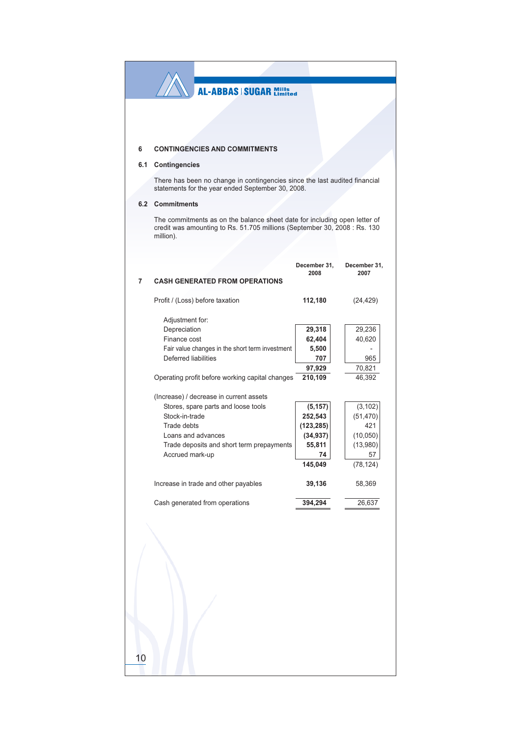## 6 CONTINGENCIES AND COMMITMENTS

### 6.1 Contingencies

There has been no change in contingencies since the last audited financial statements for the year ended September 30, 2008.

### 6.2 Commitments

The commitments as on the balance sheet date for including open letter of credit was amounting to Rs. 51.705 millions (September 30, 2008 : Rs. 130 million).

## 7 CASH GENERATED FROM OPERATIONS

| | December 31, 2008 | December 31, 2007 |
|---|---|---|
| Profit / (Loss) before taxation | **112,180** | (24,429) |
| Adjustment for: | | |
| Depreciation | **29,318** | 29,236 |
| Finance cost | **62,404** | 40,620 |
| Fair value changes in the short term investment | **5,500** | - |
| Deferred liabilities | **707** | 965 |
| | **97,929** | 70,821 |
| Operating profit before working capital changes | **210,109** | 46,392 |
| (Increase) / decrease in current assets | | |
| Stores, spare parts and loose tools | **(5,157)** | (3,102) |
| Stock-in-trade | **252,543** | (51,470) |
| Trade debts | **(123,285)** | 421 |
| Loans and advances | **(34,937)** | (10,050) |
| Trade deposits and short term prepayments | **55,811** | (13,980) |
| Accrued mark-up | **74** | 57 |
| | **145,049** | (78,124) |
| Increase in trade and other payables | **39,136** | 58,369 |
| Cash generated from operations | **394,294** | 26,637 |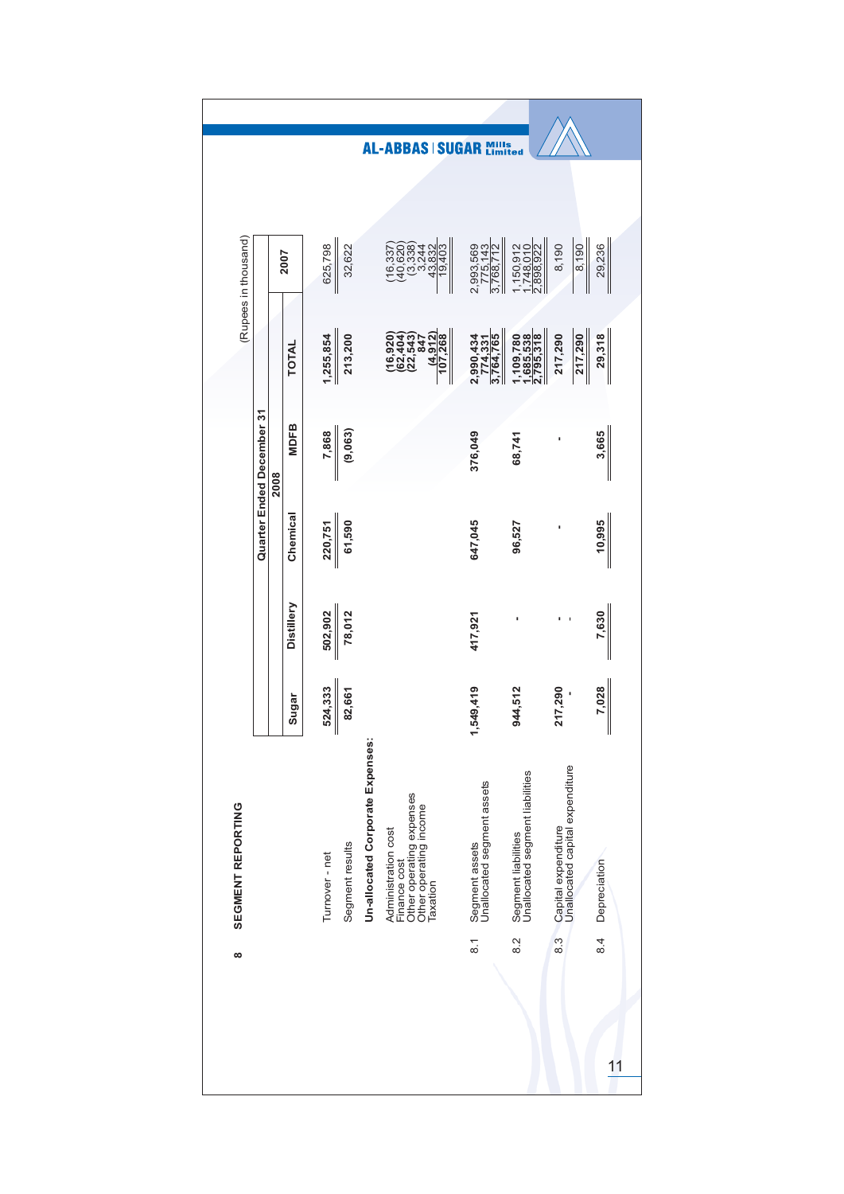## 8 SEGMENT REPORTING

(Rupees in thousand)

| | Quarter Ended December 31 | | | | | |
|---|---|---|---|---|---|---|
| | 2008 | | | | | 2007 |
| | Sugar | Distillery | Chemical | MDFB | TOTAL | |
| Turnover - net | 524,333 | 502,902 | 220,751 | 7,868 | 1,255,854 | 625,798 |
| Segment results | 82,661 | 78,012 | 61,590 | (9,063) | 213,200 | 32,622 |
| **Un-allocated Corporate Expenses:** | | | | | | |
| Administration cost | | | | | (16,920) | (16,337) |
| Finance cost | | | | | (62,404) | (40,620) |
| Other operating expenses | | | | | (22,543) | (3,338) |
| Other operating income | | | | | 847 | 3,244 |
| Taxation | | | | | (4,912) | 43,832 |
| | | | | | 107,268 | 19,403 |
| 8.1 Segment assets | 1,549,419 | 417,921 | 647,045 | 376,049 | 2,990,434 | 2,993,569 |
| Unallocated segment assets | | | | | 774,331 | 775,143 |
| | | | | | 3,764,765 | 3,768,712 |
| 8.2 Segment liabilities | 944,512 | - | 96,527 | 68,741 | 1,109,780 | 1,150,912 |
| Unallocated segment liabilities | | | | | 1,685,538 | 1,748,010 |
| | | | | | 2,795,318 | 2,898,922 |
| 8.3 Capital expenditure | 217,290 | - | - | - | 217,290 | 8,190 |
| Unallocated capital expenditure | - | - | | | | |
| | | | | | 217,290 | 8,190 |
| 8.4 Depreciation | 7,028 | 7,630 | 10,995 | 3,665 | 29,318 | 29,236 |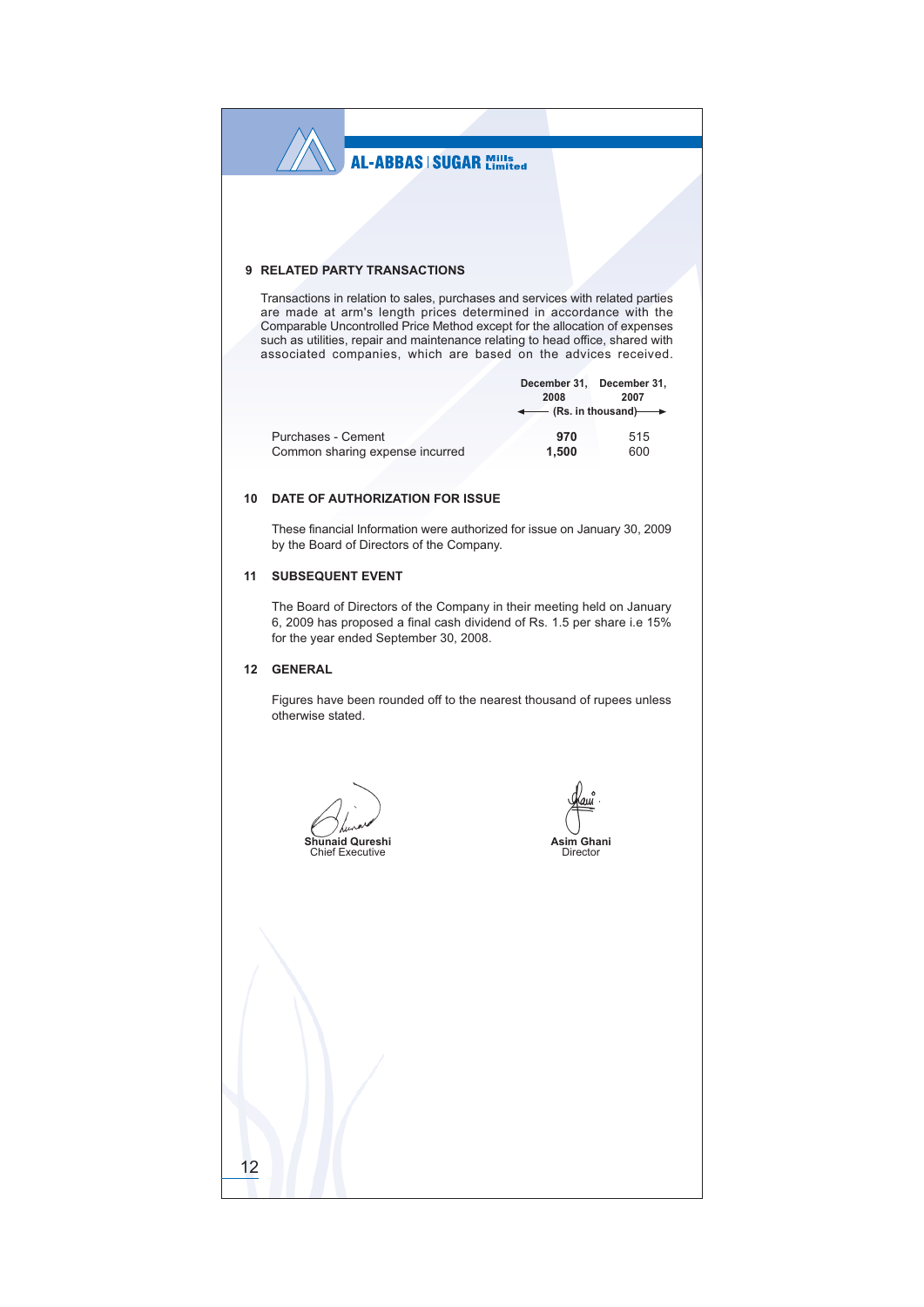## 9 RELATED PARTY TRANSACTIONS

Transactions in relation to sales, purchases and services with related parties are made at arm's length prices determined in accordance with the Comparable Uncontrolled Price Method except for the allocation of expenses such as utilities, repair and maintenance relating to head office, shared with associated companies, which are based on the advices received.

| | December 31, 2008 | December 31, 2007 |
|---|---|---|
| | (Rs. in thousand) | |
| Purchases - Cement | **970** | 515 |
| Common sharing expense incurred | **1,500** | 600 |

## 10 DATE OF AUTHORIZATION FOR ISSUE

These financial Information were authorized for issue on January 30, 2009 by the Board of Directors of the Company.

## 11 SUBSEQUENT EVENT

The Board of Directors of the Company in their meeting held on January 6, 2009 has proposed a final cash dividend of Rs. 1.5 per share i.e 15% for the year ended September 30, 2008.

## 12 GENERAL

Figures have been rounded off to the nearest thousand of rupees unless otherwise stated.

**Shunaid Qureshi**
Chief Executive

**Asim Ghani**
Director